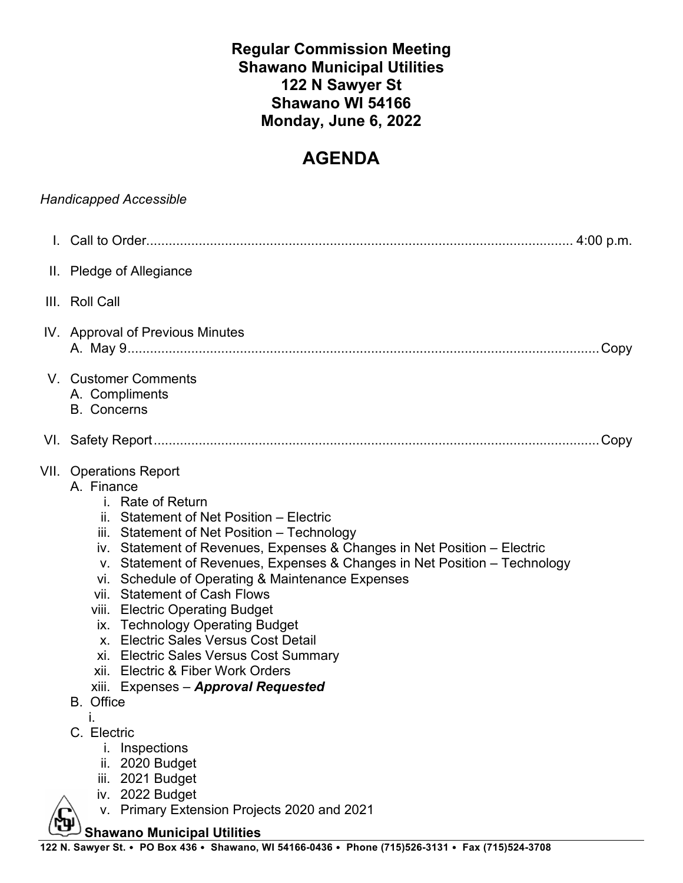# Regular Commission Meeting
# Shawano Municipal Utilities
# 122 N Sawyer St
# Shawano WI 54166
# Monday, June 6, 2022

## AGENDA

*Handicapped Accessible*

I. Call to Order.................................................................................................................... 4:00 p.m.

II. Pledge of Allegiance

III. Roll Call

IV. Approval of Previous Minutes
   A. May 9.............................................................................................................................Copy

V. Customer Comments
   A. Compliments
   B. Concerns

VI. Safety Report......................................................................................................................Copy

VII. Operations Report
   A. Finance
      i. Rate of Return
      ii. Statement of Net Position – Electric
      iii. Statement of Net Position – Technology
      iv. Statement of Revenues, Expenses & Changes in Net Position – Electric
      v. Statement of Revenues, Expenses & Changes in Net Position – Technology
      vi. Schedule of Operating & Maintenance Expenses
      vii. Statement of Cash Flows
      viii. Electric Operating Budget
      ix. Technology Operating Budget
      x. Electric Sales Versus Cost Detail
      xi. Electric Sales Versus Cost Summary
      xii. Electric & Fiber Work Orders
      xiii. Expenses – ***Approval Requested***
   B. Office
      i.
   C. Electric
      i. Inspections
      ii. 2020 Budget
      iii. 2021 Budget
      iv. 2022 Budget
      v. Primary Extension Projects 2020 and 2021

**Shawano Municipal Utilities**

**122 N. Sawyer St. • PO Box 436 • Shawano, WI 54166-0436 • Phone (715)526-3131 • Fax (715)524-3708**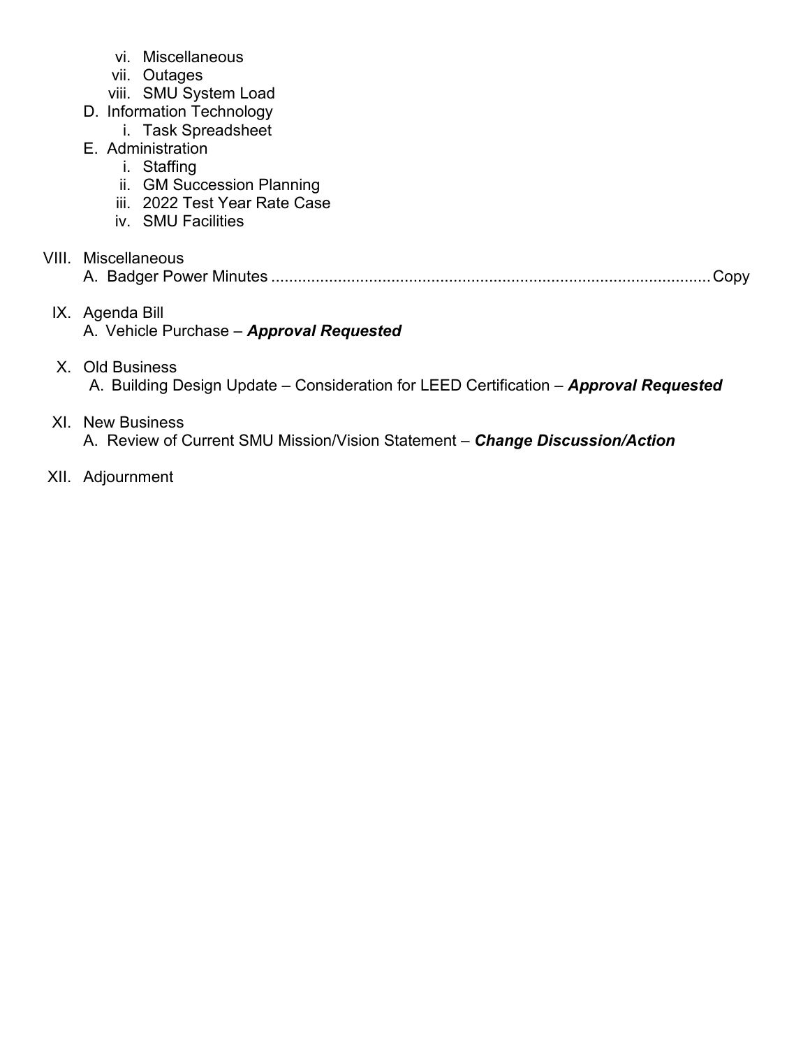- vi. Miscellaneous
   - vii. Outages
   - viii. SMU System Load

D. Information Technology
   - i. Task Spreadsheet

E. Administration
   - i. Staffing
   - ii. GM Succession Planning
   - iii. 2022 Test Year Rate Case
   - iv. SMU Facilities

VIII. Miscellaneous
   - A. Badger Power Minutes ........................................................................................ Copy

IX. Agenda Bill
   - A. Vehicle Purchase – ***Approval Requested***

X. Old Business
   - A. Building Design Update – Consideration for LEED Certification – ***Approval Requested***

XI. New Business
   - A. Review of Current SMU Mission/Vision Statement – ***Change Discussion/Action***

XII. Adjournment